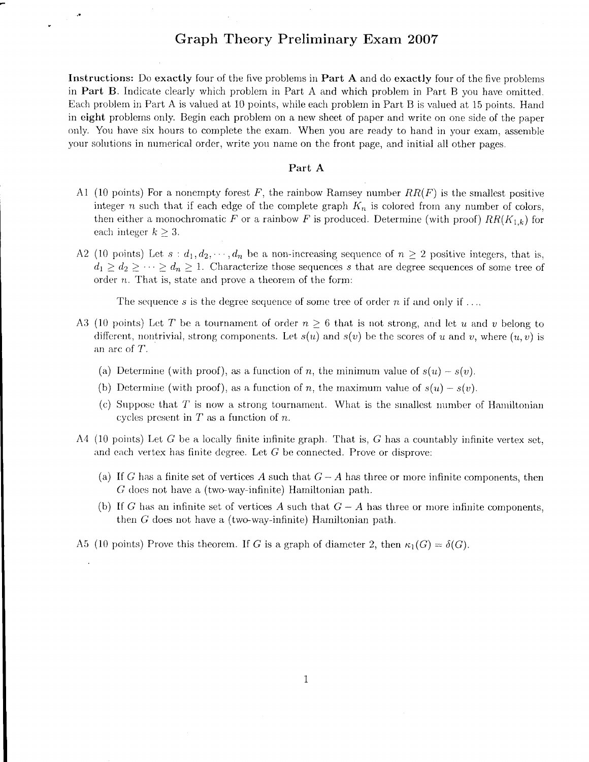# Graph Theory Preliminary Exam 2007

**Instructions:** Do **exactly** four of the five problems in **Part A** and do **exactly** four of the five problems in **Part B**. Indicate clearly which problem in Part A and which problem in Part B you have omitted. Each problem in Part A is valued at 10 points, while each problem in Part B is valued at 15 points. Hand in **eight** problems only. Begin each problem on a new sheet of paper and write on one side of the paper only. You have six hours to complete the exam. When you are ready to hand in your exam, assemble your solutions in numerical order, write you name on the front page, and initial all other pages.

## Part A

A1 (10 points) For a nonempty forest $F$, the rainbow Ramsey number $RR(F)$ is the smallest positive integer $n$ such that if each edge of the complete graph $K_n$ is colored from any number of colors, then either a monochromatic $F$ or a rainbow $F$ is produced. Determine (with proof) $RR(K_{1,k})$ for each integer $k \geq 3$.

A2 (10 points) Let $s : d_1, d_2, \cdots, d_n$ be a non-increasing sequence of $n \geq 2$ positive integers, that is, $d_1 \geq d_2 \geq \cdots \geq d_n \geq 1$. Characterize those sequences $s$ that are degree sequences of some tree of order $n$. That is, state and prove a theorem of the form:

The sequence $s$ is the degree sequence of some tree of order $n$ if and only if ....

A3 (10 points) Let $T$ be a tournament of order $n \geq 6$ that is not strong, and let $u$ and $v$ belong to different, nontrivial, strong components. Let $s(u)$ and $s(v)$ be the scores of $u$ and $v$, where $(u, v)$ is an arc of $T$.

(a) Determine (with proof), as a function of $n$, the minimum value of $s(u) - s(v)$.

(b) Determine (with proof), as a function of $n$, the maximum value of $s(u) - s(v)$.

(c) Suppose that $T$ is now a strong tournament. What is the smallest number of Hamiltonian cycles present in $T$ as a function of $n$.

A4 (10 points) Let $G$ be a locally finite infinite graph. That is, $G$ has a countably infinite vertex set, and each vertex has finite degree. Let $G$ be connected. Prove or disprove:

(a) If $G$ has a finite set of vertices $A$ such that $G - A$ has three or more infinite components, then $G$ does not have a (two-way-infinite) Hamiltonian path.

(b) If $G$ has an infinite set of vertices $A$ such that $G - A$ has three or more infinite components, then $G$ does not have a (two-way-infinite) Hamiltonian path.

A5 (10 points) Prove this theorem. If $G$ is a graph of diameter 2, then $\kappa_1(G) = \delta(G)$.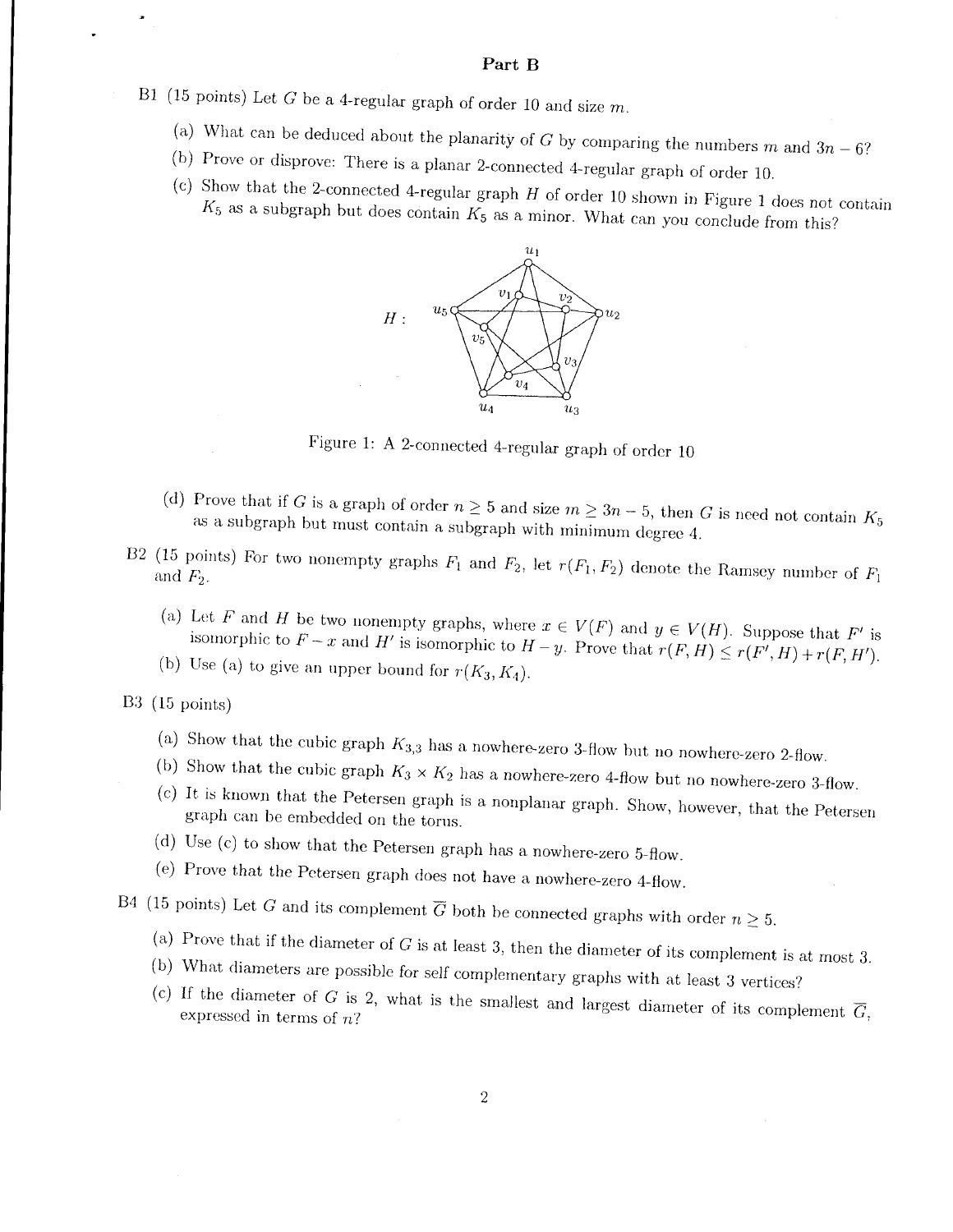## Part B

B1 (15 points) Let $G$ be a 4-regular graph of order 10 and size $m$.

(a) What can be deduced about the planarity of $G$ by comparing the numbers $m$ and $3n-6$?

(b) Prove or disprove: There is a planar 2-connected 4-regular graph of order 10.

(c) Show that the 2-connected 4-regular graph $H$ of order 10 shown in Figure 1 does not contain $K_5$ as a subgraph but does contain $K_5$ as a minor. What can you conclude from this?

Figure 1: A 2-connected 4-regular graph of order 10

(d) Prove that if $G$ is a graph of order $n \geq 5$ and size $m \geq 3n-5$, then $G$ is need not contain $K_5$ as a subgraph but must contain a subgraph with minimum degree 4.

B2 (15 points) For two nonempty graphs $F_1$ and $F_2$, let $r(F_1, F_2)$ denote the Ramsey number of $F_1$ and $F_2$.

(a) Let $F$ and $H$ be two nonempty graphs, where $x \in V(F)$ and $y \in V(H)$. Suppose that $F'$ is isomorphic to $F - x$ and $H'$ is isomorphic to $H - y$. Prove that $r(F, H) \leq r(F', H) + r(F, H')$.

(b) Use (a) to give an upper bound for $r(K_3, K_4)$.

B3 (15 points)

(a) Show that the cubic graph $K_{3,3}$ has a nowhere-zero 3-flow but no nowhere-zero 2-flow.

(b) Show that the cubic graph $K_3 \times K_2$ has a nowhere-zero 4-flow but no nowhere-zero 3-flow.

(c) It is known that the Petersen graph is a nonplanar graph. Show, however, that the Petersen graph can be embedded on the torus.

(d) Use (c) to show that the Petersen graph has a nowhere-zero 5-flow.

(e) Prove that the Petersen graph does not have a nowhere-zero 4-flow.

B4 (15 points) Let $G$ and its complement $\overline{G}$ both be connected graphs with order $n \geq 5$.

(a) Prove that if the diameter of $G$ is at least 3, then the diameter of its complement is at most 3.

(b) What diameters are possible for self complementary graphs with at least 3 vertices?

(c) If the diameter of $G$ is 2, what is the smallest and largest diameter of its complement $\overline{G}$, expressed in terms of $n$?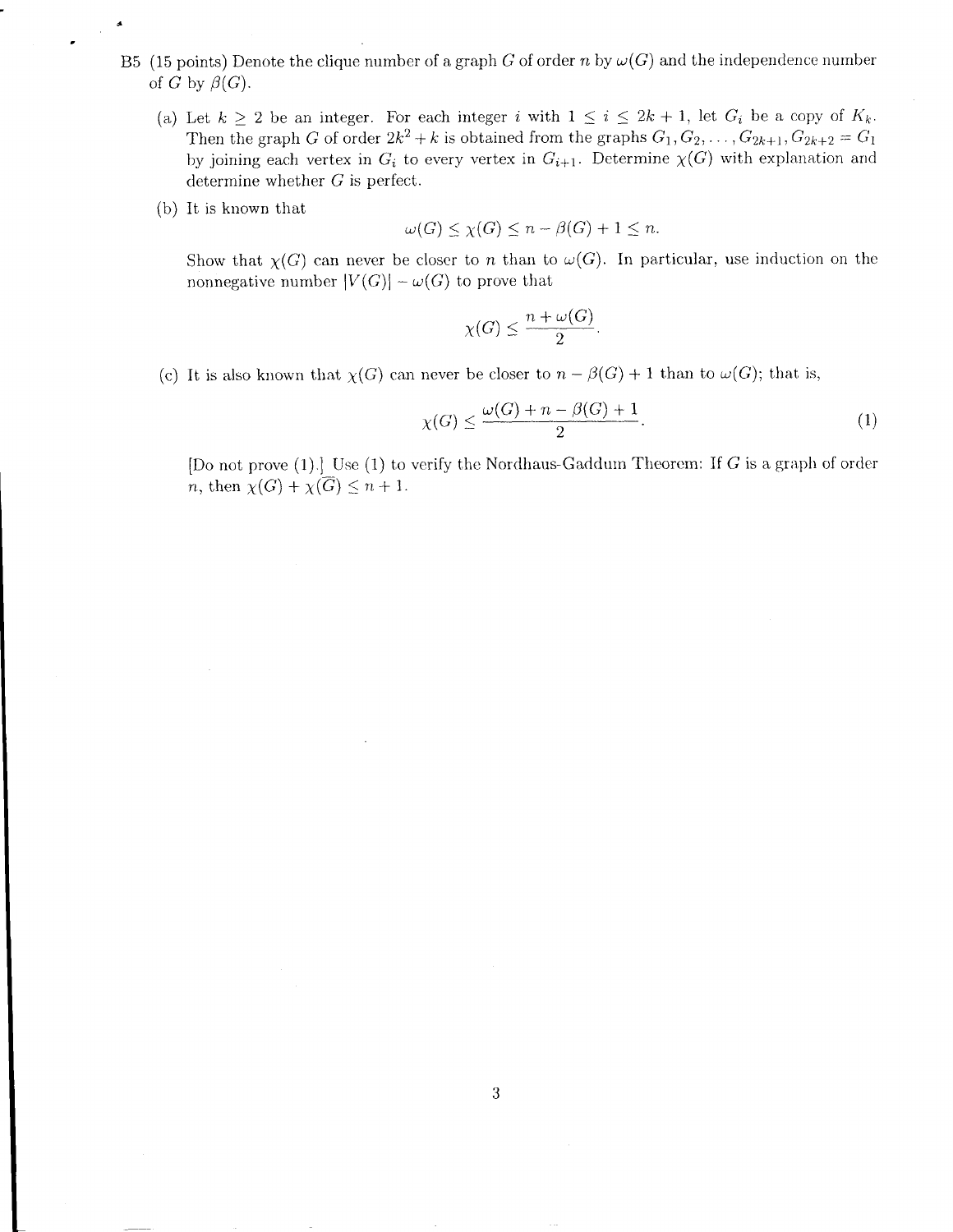B5 (15 points) Denote the clique number of a graph $G$ of order $n$ by $\omega(G)$ and the independence number of $G$ by $\beta(G)$.

(a) Let $k \geq 2$ be an integer. For each integer $i$ with $1 \leq i \leq 2k+1$, let $G_i$ be a copy of $K_k$. Then the graph $G$ of order $2k^2 + k$ is obtained from the graphs $G_1, G_2, \ldots, G_{2k+1}, G_{2k+2} = G_1$ by joining each vertex in $G_i$ to every vertex in $G_{i+1}$. Determine $\chi(G)$ with explanation and determine whether $G$ is perfect.

(b) It is known that

$$\omega(G) \leq \chi(G) \leq n - \beta(G) + 1 \leq n.$$

Show that $\chi(G)$ can never be closer to $n$ than to $\omega(G)$. In particular, use induction on the nonnegative number $|V(G)| - \omega(G)$ to prove that

$$\chi(G) \leq \frac{n + \omega(G)}{2}.$$

(c) It is also known that $\chi(G)$ can never be closer to $n - \beta(G) + 1$ than to $\omega(G)$; that is,

$$\chi(G) \leq \frac{\omega(G) + n - \beta(G) + 1}{2}. \tag{1}$$

[Do not prove (1).] Use (1) to verify the Nordhaus-Gaddum Theorem: If $G$ is a graph of order $n$, then $\chi(G) + \chi(\overline{G}) \leq n + 1$.